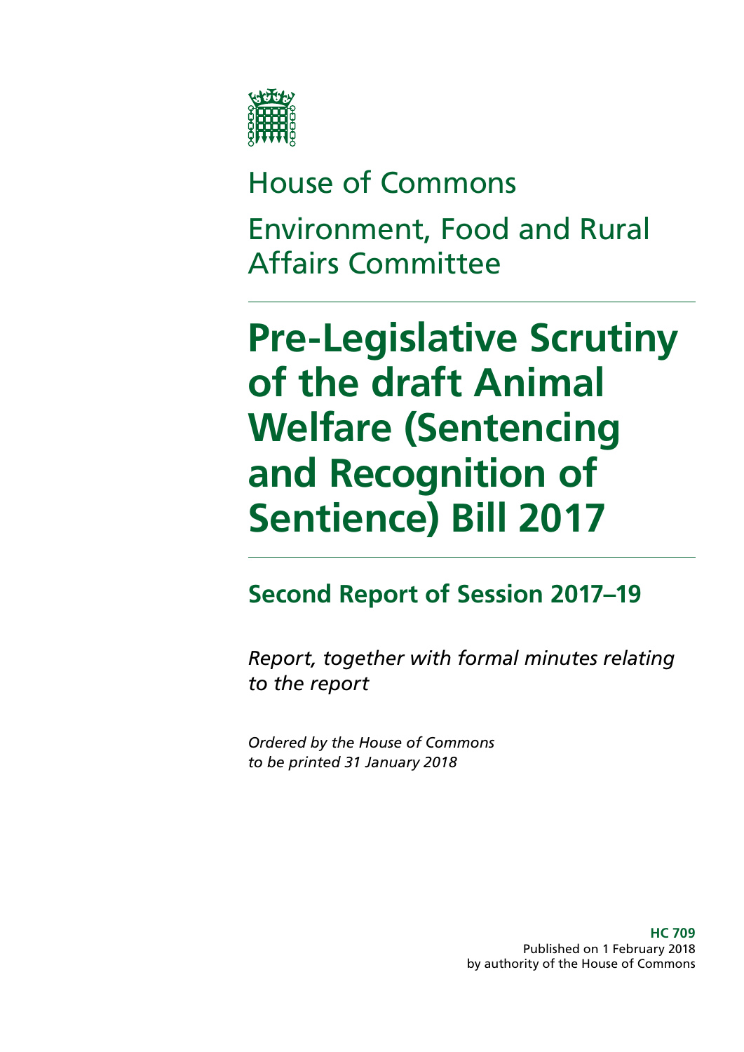House of Commons

Environment, Food and Rural Affairs Committee

# Pre-Legislative Scrutiny of the draft Animal Welfare (Sentencing and Recognition of Sentience) Bill 2017

## Second Report of Session 2017–19

*Report, together with formal minutes relating to the report*

*Ordered by the House of Commons to be printed 31 January 2018*

**HC 709**
Published on 1 February 2018
by authority of the House of Commons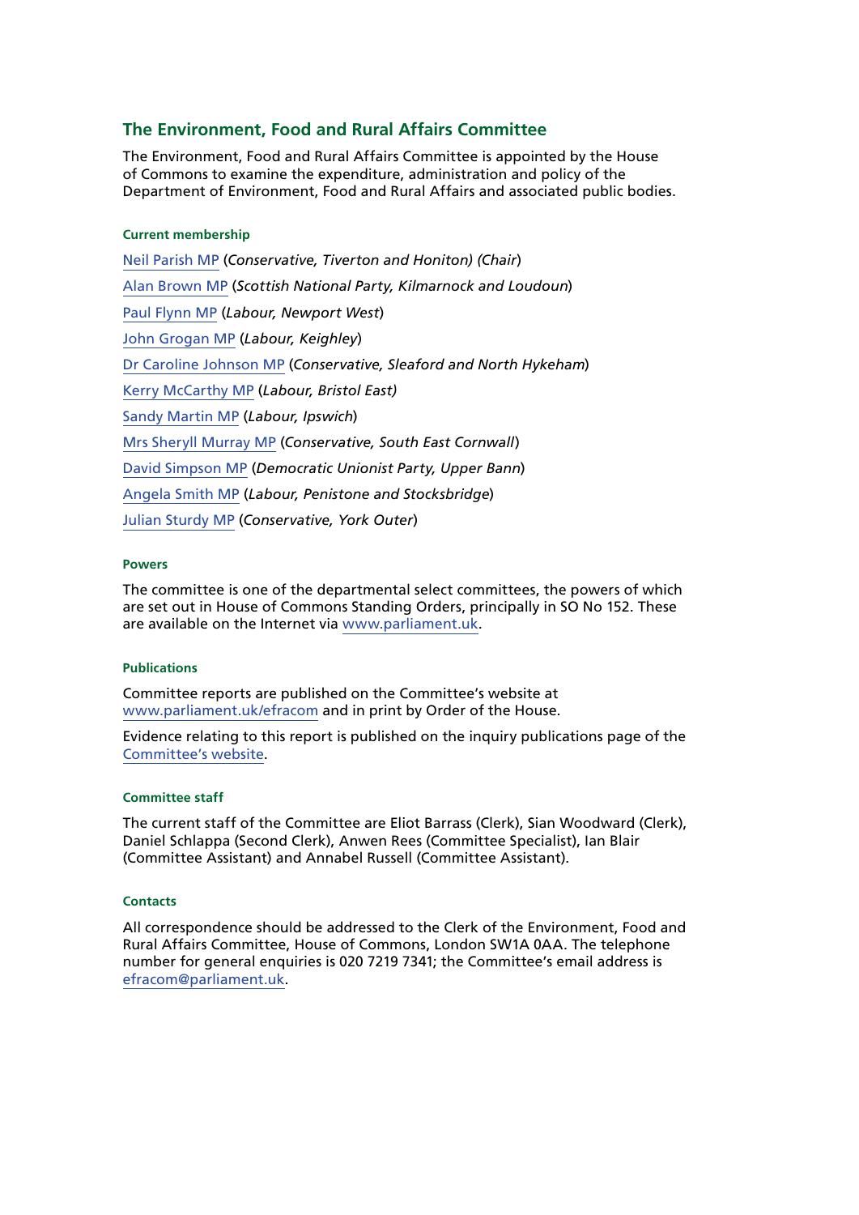## The Environment, Food and Rural Affairs Committee

The Environment, Food and Rural Affairs Committee is appointed by the House of Commons to examine the expenditure, administration and policy of the Department of Environment, Food and Rural Affairs and associated public bodies.

#### Current membership

Neil Parish MP (*Conservative, Tiverton and Honiton) (Chair*)

Alan Brown MP (*Scottish National Party, Kilmarnock and Loudoun*)

Paul Flynn MP (*Labour, Newport West*)

John Grogan MP (*Labour, Keighley*)

Dr Caroline Johnson MP (*Conservative, Sleaford and North Hykeham*)

Kerry McCarthy MP (*Labour, Bristol East)*

Sandy Martin MP (*Labour, Ipswich*)

Mrs Sheryll Murray MP (*Conservative, South East Cornwall*)

David Simpson MP (*Democratic Unionist Party, Upper Bann*)

Angela Smith MP (*Labour, Penistone and Stocksbridge*)

Julian Sturdy MP (*Conservative, York Outer*)

#### Powers

The committee is one of the departmental select committees, the powers of which are set out in House of Commons Standing Orders, principally in SO No 152. These are available on the Internet via www.parliament.uk.

#### Publications

Committee reports are published on the Committee's website at www.parliament.uk/efracom and in print by Order of the House.

Evidence relating to this report is published on the inquiry publications page of the Committee's website.

#### Committee staff

The current staff of the Committee are Eliot Barrass (Clerk), Sian Woodward (Clerk), Daniel Schlappa (Second Clerk), Anwen Rees (Committee Specialist), Ian Blair (Committee Assistant) and Annabel Russell (Committee Assistant).

#### Contacts

All correspondence should be addressed to the Clerk of the Environment, Food and Rural Affairs Committee, House of Commons, London SW1A 0AA. The telephone number for general enquiries is 020 7219 7341; the Committee's email address is efracom@parliament.uk.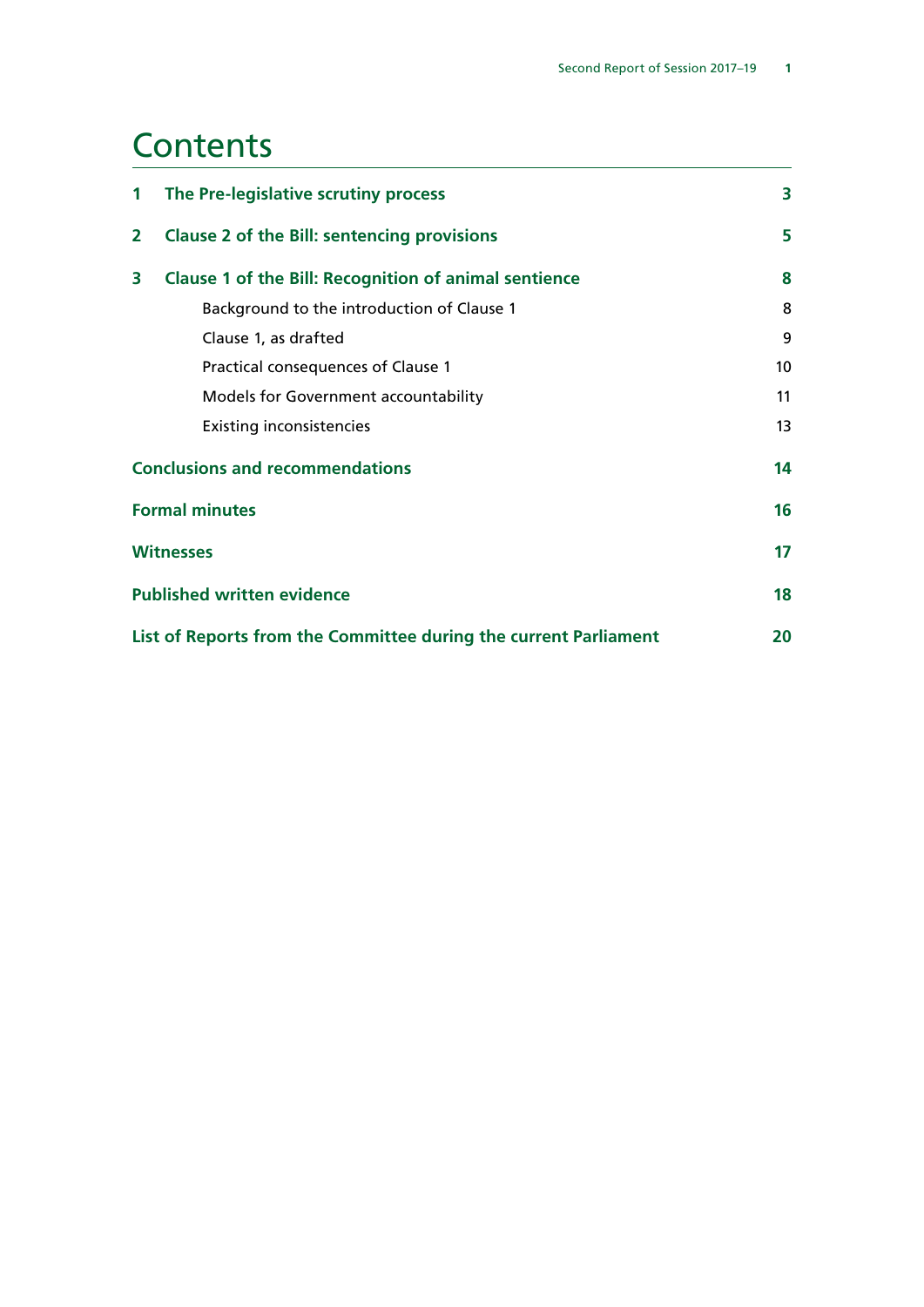# Contents

| | | |
|---|---|---|
| **1** | **The Pre-legislative scrutiny process** | **3** |
| **2** | **Clause 2 of the Bill: sentencing provisions** | **5** |
| **3** | **Clause 1 of the Bill: Recognition of animal sentience** | **8** |
| | Background to the introduction of Clause 1 | 8 |
| | Clause 1, as drafted | 9 |
| | Practical consequences of Clause 1 | 10 |
| | Models for Government accountability | 11 |
| | Existing inconsistencies | 13 |
| **Conclusions and recommendations** | | **14** |
| **Formal minutes** | | **16** |
| **Witnesses** | | **17** |
| **Published written evidence** | | **18** |
| **List of Reports from the Committee during the current Parliament** | | **20** |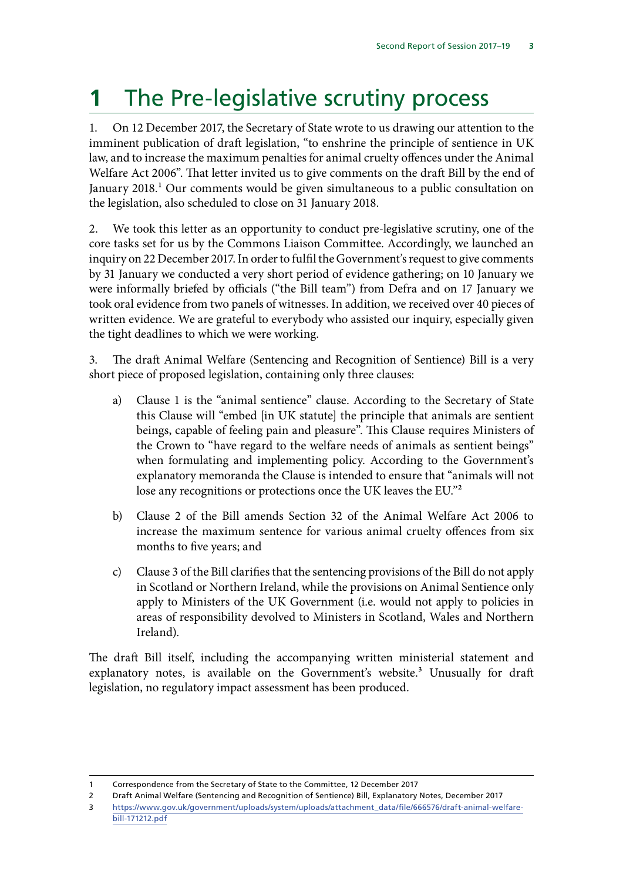# 1 The Pre-legislative scrutiny process

1. On 12 December 2017, the Secretary of State wrote to us drawing our attention to the imminent publication of draft legislation, "to enshrine the principle of sentience in UK law, and to increase the maximum penalties for animal cruelty offences under the Animal Welfare Act 2006". That letter invited us to give comments on the draft Bill by the end of January 2018.[1] Our comments would be given simultaneous to a public consultation on the legislation, also scheduled to close on 31 January 2018.

2. We took this letter as an opportunity to conduct pre-legislative scrutiny, one of the core tasks set for us by the Commons Liaison Committee. Accordingly, we launched an inquiry on 22 December 2017. In order to fulfil the Government's request to give comments by 31 January we conducted a very short period of evidence gathering; on 10 January we were informally briefed by officials ("the Bill team") from Defra and on 17 January we took oral evidence from two panels of witnesses. In addition, we received over 40 pieces of written evidence. We are grateful to everybody who assisted our inquiry, especially given the tight deadlines to which we were working.

3. The draft Animal Welfare (Sentencing and Recognition of Sentience) Bill is a very short piece of proposed legislation, containing only three clauses:

a) Clause 1 is the "animal sentience" clause. According to the Secretary of State this Clause will "embed [in UK statute] the principle that animals are sentient beings, capable of feeling pain and pleasure". This Clause requires Ministers of the Crown to "have regard to the welfare needs of animals as sentient beings" when formulating and implementing policy. According to the Government's explanatory memoranda the Clause is intended to ensure that "animals will not lose any recognitions or protections once the UK leaves the EU."[2]

b) Clause 2 of the Bill amends Section 32 of the Animal Welfare Act 2006 to increase the maximum sentence for various animal cruelty offences from six months to five years; and

c) Clause 3 of the Bill clarifies that the sentencing provisions of the Bill do not apply in Scotland or Northern Ireland, while the provisions on Animal Sentience only apply to Ministers of the UK Government (i.e. would not apply to policies in areas of responsibility devolved to Ministers in Scotland, Wales and Northern Ireland).

The draft Bill itself, including the accompanying written ministerial statement and explanatory notes, is available on the Government's website.[3] Unusually for draft legislation, no regulatory impact assessment has been produced.

---

1 Correspondence from the Secretary of State to the Committee, 12 December 2017

2 Draft Animal Welfare (Sentencing and Recognition of Sentience) Bill, Explanatory Notes, December 2017

3 https://www.gov.uk/government/uploads/system/uploads/attachment_data/file/666576/draft-animal-welfare-bill-171212.pdf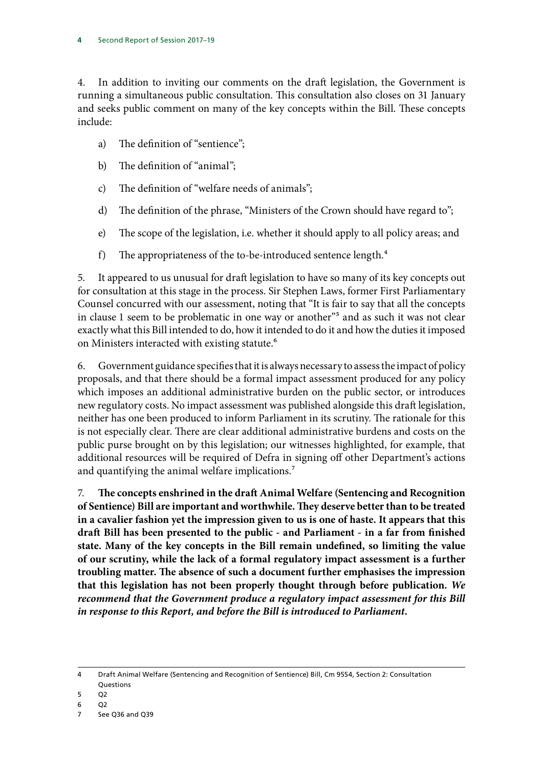4. In addition to inviting our comments on the draft legislation, the Government is running a simultaneous public consultation. This consultation also closes on 31 January and seeks public comment on many of the key concepts within the Bill. These concepts include:

a) The definition of "sentience";

b) The definition of "animal";

c) The definition of "welfare needs of animals";

d) The definition of the phrase, "Ministers of the Crown should have regard to";

e) The scope of the legislation, i.e. whether it should apply to all policy areas; and

f) The appropriateness of the to-be-introduced sentence length.[4]

5. It appeared to us unusual for draft legislation to have so many of its key concepts out for consultation at this stage in the process. Sir Stephen Laws, former First Parliamentary Counsel concurred with our assessment, noting that "It is fair to say that all the concepts in clause 1 seem to be problematic in one way or another"[5] and as such it was not clear exactly what this Bill intended to do, how it intended to do it and how the duties it imposed on Ministers interacted with existing statute.[6]

6. Government guidance specifies that it is always necessary to assess the impact of policy proposals, and that there should be a formal impact assessment produced for any policy which imposes an additional administrative burden on the public sector, or introduces new regulatory costs. No impact assessment was published alongside this draft legislation, neither has one been produced to inform Parliament in its scrutiny. The rationale for this is not especially clear. There are clear additional administrative burdens and costs on the public purse brought on by this legislation; our witnesses highlighted, for example, that additional resources will be required of Defra in signing off other Department's actions and quantifying the animal welfare implications.[7]

7. **The concepts enshrined in the draft Animal Welfare (Sentencing and Recognition of Sentience) Bill are important and worthwhile. They deserve better than to be treated in a cavalier fashion yet the impression given to us is one of haste. It appears that this draft Bill has been presented to the public - and Parliament - in a far from finished state. Many of the key concepts in the Bill remain undefined, so limiting the value of our scrutiny, while the lack of a formal regulatory impact assessment is a further troubling matter. The absence of such a document further emphasises the impression that this legislation has not been properly thought through before publication.** ***We recommend that the Government produce a regulatory impact assessment for this Bill in response to this Report, and before the Bill is introduced to Parliament.***

4 Draft Animal Welfare (Sentencing and Recognition of Sentience) Bill, Cm 9554, Section 2: Consultation Questions

5 Q2

6 Q2

7 See Q36 and Q39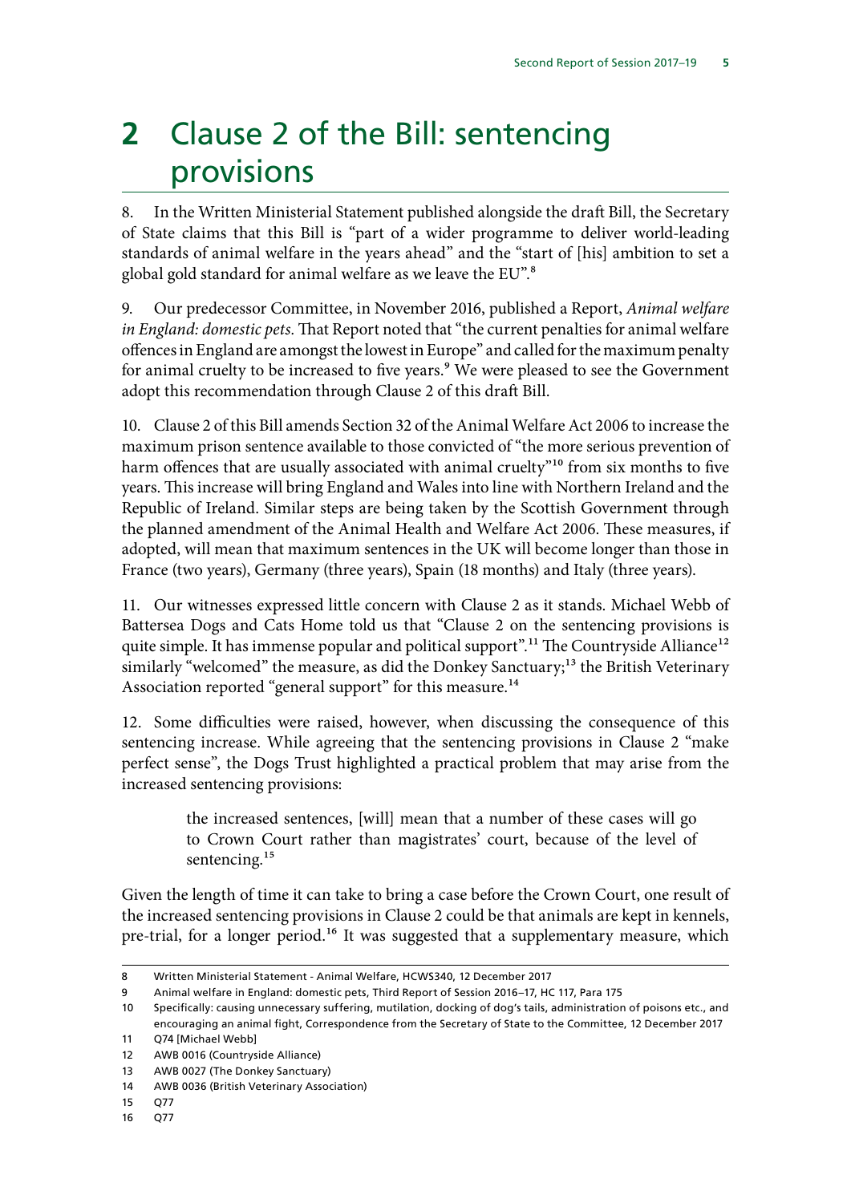# 2 Clause 2 of the Bill: sentencing provisions

8. In the Written Ministerial Statement published alongside the draft Bill, the Secretary of State claims that this Bill is "part of a wider programme to deliver world-leading standards of animal welfare in the years ahead" and the "start of [his] ambition to set a global gold standard for animal welfare as we leave the EU".[8]

9. Our predecessor Committee, in November 2016, published a Report, *Animal welfare in England: domestic pets.* That Report noted that "the current penalties for animal welfare offences in England are amongst the lowest in Europe" and called for the maximum penalty for animal cruelty to be increased to five years.[9] We were pleased to see the Government adopt this recommendation through Clause 2 of this draft Bill.

10. Clause 2 of this Bill amends Section 32 of the Animal Welfare Act 2006 to increase the maximum prison sentence available to those convicted of "the more serious prevention of harm offences that are usually associated with animal cruelty"[10] from six months to five years. This increase will bring England and Wales into line with Northern Ireland and the Republic of Ireland. Similar steps are being taken by the Scottish Government through the planned amendment of the Animal Health and Welfare Act 2006. These measures, if adopted, will mean that maximum sentences in the UK will become longer than those in France (two years), Germany (three years), Spain (18 months) and Italy (three years).

11. Our witnesses expressed little concern with Clause 2 as it stands. Michael Webb of Battersea Dogs and Cats Home told us that "Clause 2 on the sentencing provisions is quite simple. It has immense popular and political support".[11] The Countryside Alliance[12] similarly "welcomed" the measure, as did the Donkey Sanctuary;[13] the British Veterinary Association reported "general support" for this measure.[14]

12. Some difficulties were raised, however, when discussing the consequence of this sentencing increase. While agreeing that the sentencing provisions in Clause 2 "make perfect sense", the Dogs Trust highlighted a practical problem that may arise from the increased sentencing provisions:

> the increased sentences, [will] mean that a number of these cases will go to Crown Court rather than magistrates' court, because of the level of sentencing.[15]

Given the length of time it can take to bring a case before the Crown Court, one result of the increased sentencing provisions in Clause 2 could be that animals are kept in kennels, pre-trial, for a longer period.[16] It was suggested that a supplementary measure, which

---

8 Written Ministerial Statement - Animal Welfare, HCWS340, 12 December 2017

9 Animal welfare in England: domestic pets, Third Report of Session 2016–17, HC 117, Para 175

10 Specifically: causing unnecessary suffering, mutilation, docking of dog's tails, administration of poisons etc., and encouraging an animal fight, Correspondence from the Secretary of State to the Committee, 12 December 2017

11 Q74 [Michael Webb]

12 AWB 0016 (Countryside Alliance)

13 AWB 0027 (The Donkey Sanctuary)

14 AWB 0036 (British Veterinary Association)

15 Q77

16 Q77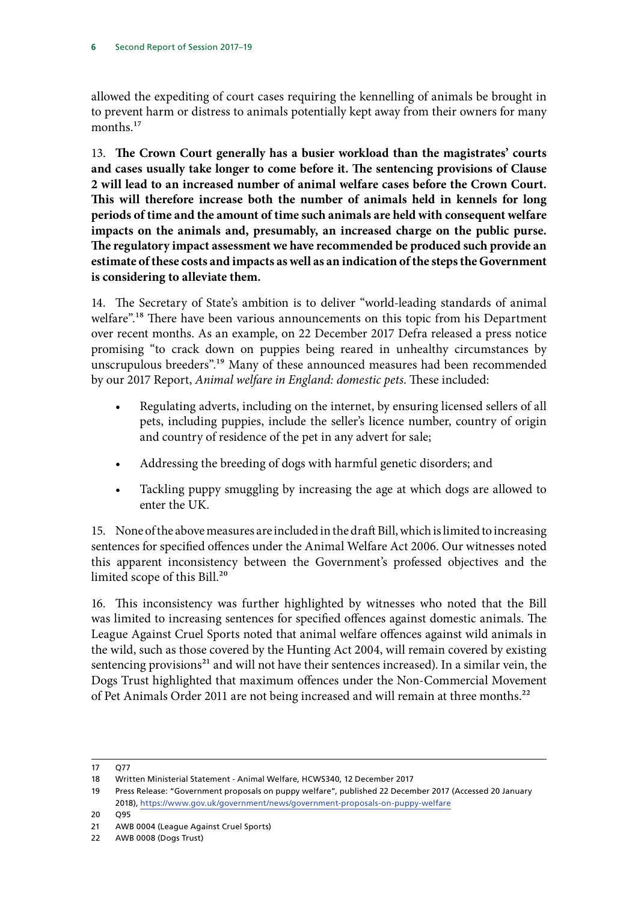allowed the expediting of court cases requiring the kennelling of animals be brought in to prevent harm or distress to animals potentially kept away from their owners for many months.[17]

13. **The Crown Court generally has a busier workload than the magistrates' courts and cases usually take longer to come before it. The sentencing provisions of Clause 2 will lead to an increased number of animal welfare cases before the Crown Court. This will therefore increase both the number of animals held in kennels for long periods of time and the amount of time such animals are held with consequent welfare impacts on the animals and, presumably, an increased charge on the public purse. The regulatory impact assessment we have recommended be produced such provide an estimate of these costs and impacts as well as an indication of the steps the Government is considering to alleviate them.**

14. The Secretary of State's ambition is to deliver "world-leading standards of animal welfare".[18] There have been various announcements on this topic from his Department over recent months. As an example, on 22 December 2017 Defra released a press notice promising "to crack down on puppies being reared in unhealthy circumstances by unscrupulous breeders".[19] Many of these announced measures had been recommended by our 2017 Report, *Animal welfare in England: domestic pets*. These included:

- Regulating adverts, including on the internet, by ensuring licensed sellers of all pets, including puppies, include the seller's licence number, country of origin and country of residence of the pet in any advert for sale;
- Addressing the breeding of dogs with harmful genetic disorders; and
- Tackling puppy smuggling by increasing the age at which dogs are allowed to enter the UK.

15. None of the above measures are included in the draft Bill, which is limited to increasing sentences for specified offences under the Animal Welfare Act 2006. Our witnesses noted this apparent inconsistency between the Government's professed objectives and the limited scope of this Bill.[20]

16. This inconsistency was further highlighted by witnesses who noted that the Bill was limited to increasing sentences for specified offences against domestic animals. The League Against Cruel Sports noted that animal welfare offences against wild animals in the wild, such as those covered by the Hunting Act 2004, will remain covered by existing sentencing provisions[21] and will not have their sentences increased). In a similar vein, the Dogs Trust highlighted that maximum offences under the Non-Commercial Movement of Pet Animals Order 2011 are not being increased and will remain at three months.[22]

---

17 Q77

18 Written Ministerial Statement - Animal Welfare, HCWS340, 12 December 2017

19 Press Release: "Government proposals on puppy welfare", published 22 December 2017 (Accessed 20 January 2018), https://www.gov.uk/government/news/government-proposals-on-puppy-welfare

20 Q95

21 AWB 0004 (League Against Cruel Sports)

22 AWB 0008 (Dogs Trust)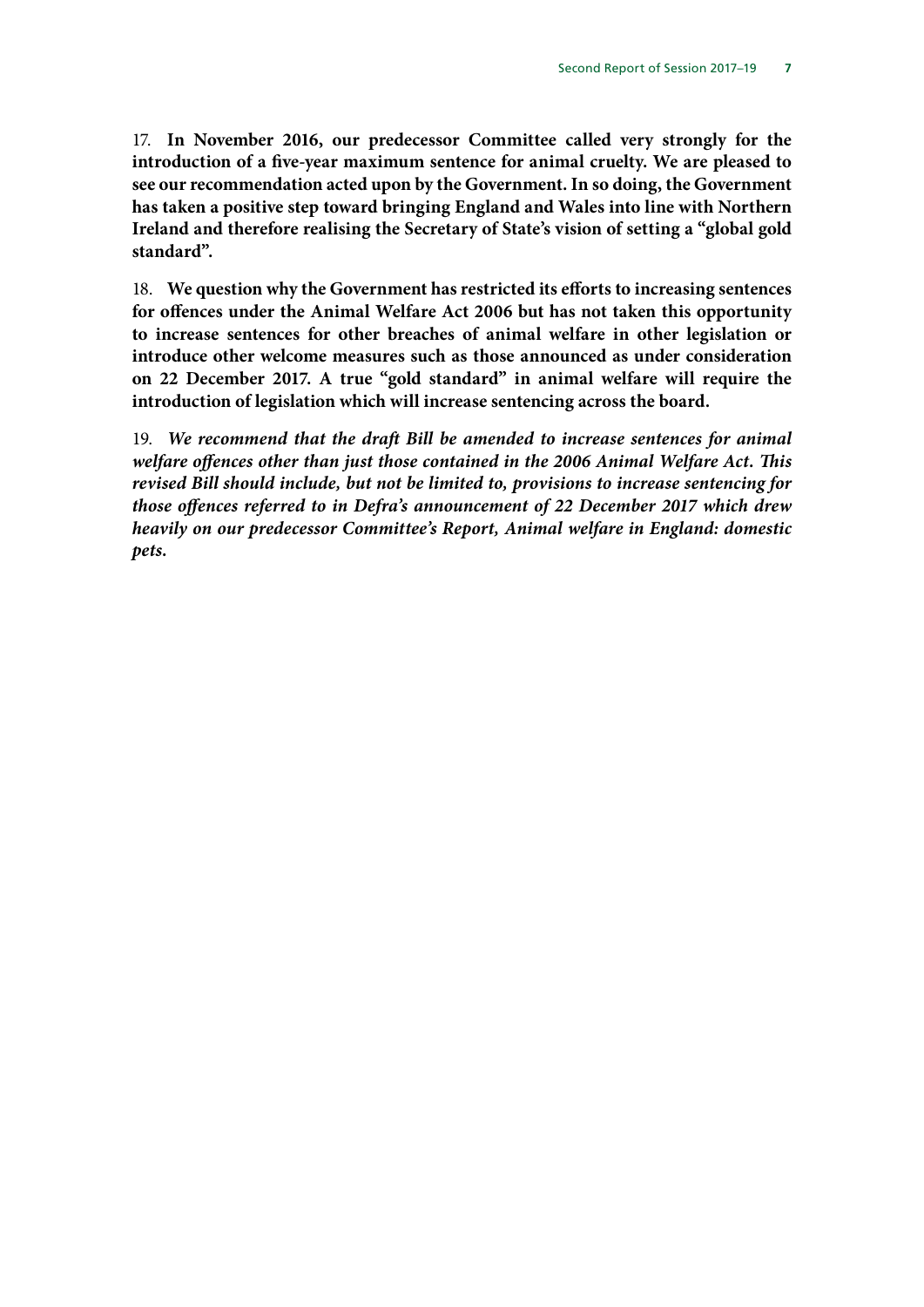17. **In November 2016, our predecessor Committee called very strongly for the introduction of a five-year maximum sentence for animal cruelty. We are pleased to see our recommendation acted upon by the Government. In so doing, the Government has taken a positive step toward bringing England and Wales into line with Northern Ireland and therefore realising the Secretary of State's vision of setting a "global gold standard".**

18. **We question why the Government has restricted its efforts to increasing sentences for offences under the Animal Welfare Act 2006 but has not taken this opportunity to increase sentences for other breaches of animal welfare in other legislation or introduce other welcome measures such as those announced as under consideration on 22 December 2017. A true "gold standard" in animal welfare will require the introduction of legislation which will increase sentencing across the board.**

19. ***We recommend that the draft Bill be amended to increase sentences for animal welfare offences other than just those contained in the 2006 Animal Welfare Act. This revised Bill should include, but not be limited to, provisions to increase sentencing for those offences referred to in Defra's announcement of 22 December 2017 which drew heavily on our predecessor Committee's Report, Animal welfare in England: domestic pets.***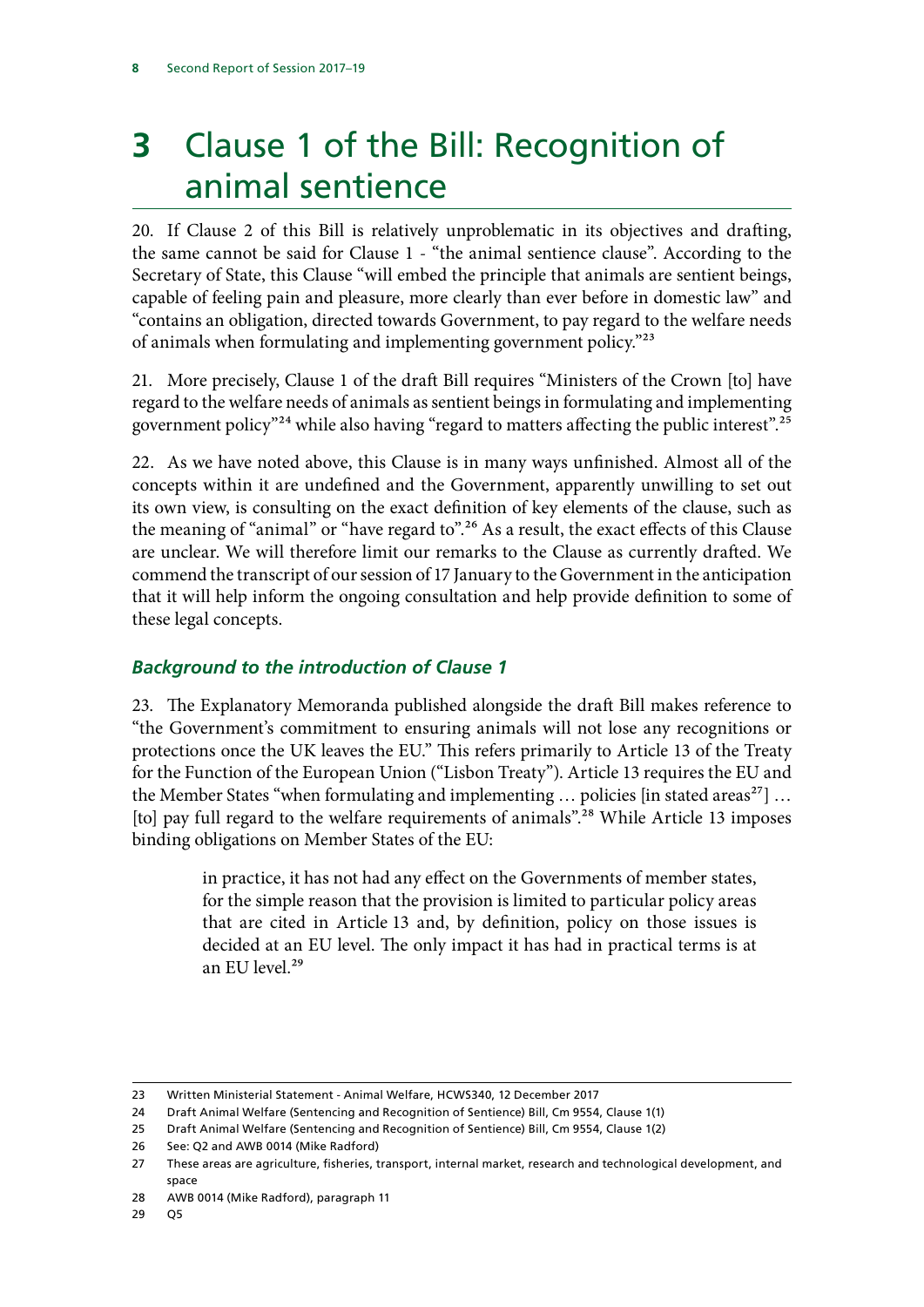# 3 Clause 1 of the Bill: Recognition of animal sentience

20. If Clause 2 of this Bill is relatively unproblematic in its objectives and drafting, the same cannot be said for Clause 1 - "the animal sentience clause". According to the Secretary of State, this Clause "will embed the principle that animals are sentient beings, capable of feeling pain and pleasure, more clearly than ever before in domestic law" and "contains an obligation, directed towards Government, to pay regard to the welfare needs of animals when formulating and implementing government policy."[23]

21. More precisely, Clause 1 of the draft Bill requires "Ministers of the Crown [to] have regard to the welfare needs of animals as sentient beings in formulating and implementing government policy"[24] while also having "regard to matters affecting the public interest".[25]

22. As we have noted above, this Clause is in many ways unfinished. Almost all of the concepts within it are undefined and the Government, apparently unwilling to set out its own view, is consulting on the exact definition of key elements of the clause, such as the meaning of "animal" or "have regard to".[26] As a result, the exact effects of this Clause are unclear. We will therefore limit our remarks to the Clause as currently drafted. We commend the transcript of our session of 17 January to the Government in the anticipation that it will help inform the ongoing consultation and help provide definition to some of these legal concepts.

### *Background to the introduction of Clause 1*

23. The Explanatory Memoranda published alongside the draft Bill makes reference to "the Government's commitment to ensuring animals will not lose any recognitions or protections once the UK leaves the EU." This refers primarily to Article 13 of the Treaty for the Function of the European Union ("Lisbon Treaty"). Article 13 requires the EU and the Member States "when formulating and implementing … policies [in stated areas[27]] … [to] pay full regard to the welfare requirements of animals".[28] While Article 13 imposes binding obligations on Member States of the EU:

> in practice, it has not had any effect on the Governments of member states, for the simple reason that the provision is limited to particular policy areas that are cited in Article 13 and, by definition, policy on those issues is decided at an EU level. The only impact it has had in practical terms is at an EU level.[29]

---

23 Written Ministerial Statement - Animal Welfare, HCWS340, 12 December 2017

24 Draft Animal Welfare (Sentencing and Recognition of Sentience) Bill, Cm 9554, Clause 1(1)

25 Draft Animal Welfare (Sentencing and Recognition of Sentience) Bill, Cm 9554, Clause 1(2)

26 See: Q2 and AWB 0014 (Mike Radford)

27 These areas are agriculture, fisheries, transport, internal market, research and technological development, and space

28 AWB 0014 (Mike Radford), paragraph 11

29 Q5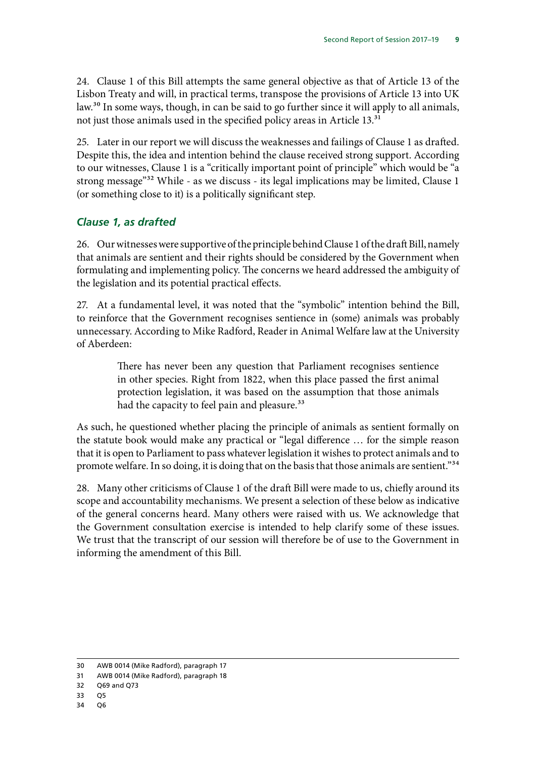24. Clause 1 of this Bill attempts the same general objective as that of Article 13 of the Lisbon Treaty and will, in practical terms, transpose the provisions of Article 13 into UK law.[30] In some ways, though, in can be said to go further since it will apply to all animals, not just those animals used in the specified policy areas in Article 13.[31]

25. Later in our report we will discuss the weaknesses and failings of Clause 1 as drafted. Despite this, the idea and intention behind the clause received strong support. According to our witnesses, Clause 1 is a "critically important point of principle" which would be "a strong message"[32] While - as we discuss - its legal implications may be limited, Clause 1 (or something close to it) is a politically significant step.

### *Clause 1, as drafted*

26. Our witnesses were supportive of the principle behind Clause 1 of the draft Bill, namely that animals are sentient and their rights should be considered by the Government when formulating and implementing policy. The concerns we heard addressed the ambiguity of the legislation and its potential practical effects.

27. At a fundamental level, it was noted that the "symbolic" intention behind the Bill, to reinforce that the Government recognises sentience in (some) animals was probably unnecessary. According to Mike Radford, Reader in Animal Welfare law at the University of Aberdeen:

> There has never been any question that Parliament recognises sentience in other species. Right from 1822, when this place passed the first animal protection legislation, it was based on the assumption that those animals had the capacity to feel pain and pleasure.[33]

As such, he questioned whether placing the principle of animals as sentient formally on the statute book would make any practical or "legal difference … for the simple reason that it is open to Parliament to pass whatever legislation it wishes to protect animals and to promote welfare. In so doing, it is doing that on the basis that those animals are sentient."[34]

28. Many other criticisms of Clause 1 of the draft Bill were made to us, chiefly around its scope and accountability mechanisms. We present a selection of these below as indicative of the general concerns heard. Many others were raised with us. We acknowledge that the Government consultation exercise is intended to help clarify some of these issues. We trust that the transcript of our session will therefore be of use to the Government in informing the amendment of this Bill.

---

30 AWB 0014 (Mike Radford), paragraph 17

31 AWB 0014 (Mike Radford), paragraph 18

32 Q69 and Q73

33 Q5

34 Q6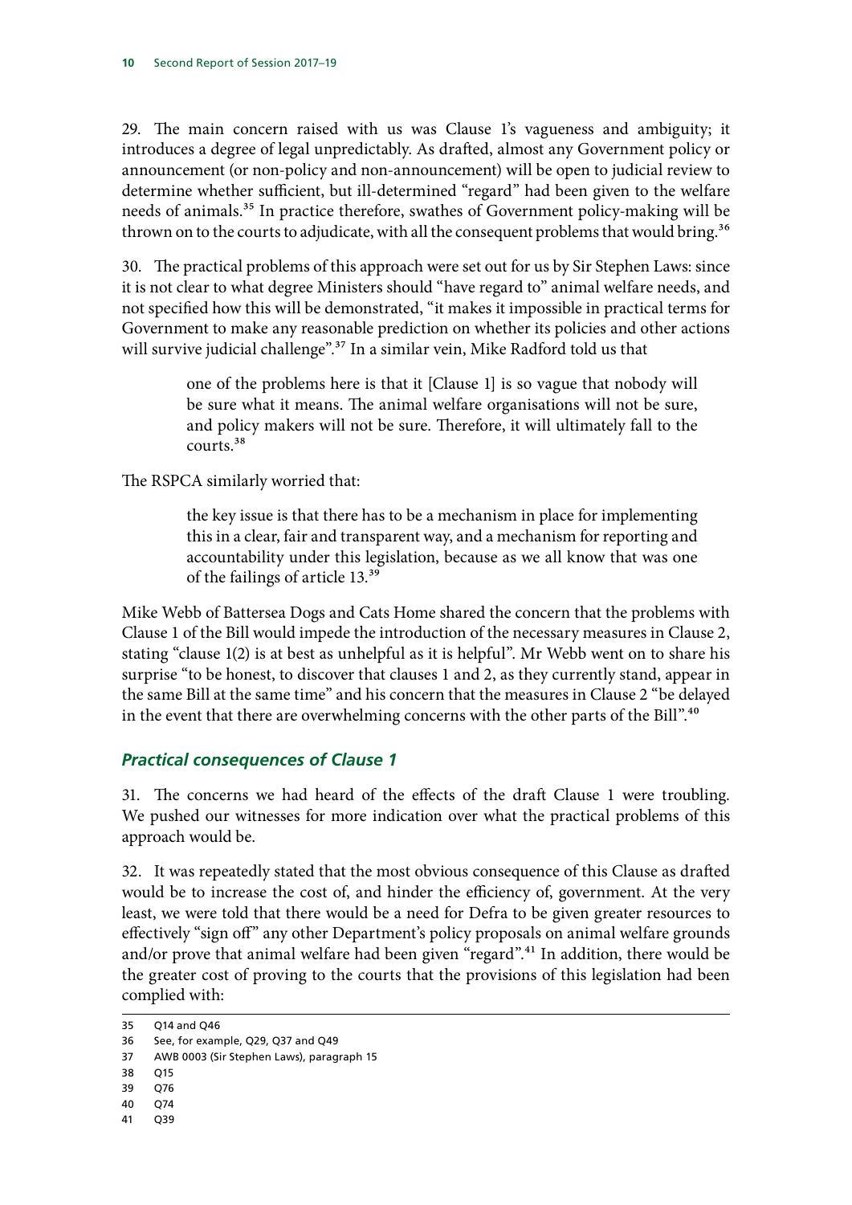29. The main concern raised with us was Clause 1's vagueness and ambiguity; it introduces a degree of legal unpredictably. As drafted, almost any Government policy or announcement (or non-policy and non-announcement) will be open to judicial review to determine whether sufficient, but ill-determined "regard" had been given to the welfare needs of animals.[35] In practice therefore, swathes of Government policy-making will be thrown on to the courts to adjudicate, with all the consequent problems that would bring.[36]

30. The practical problems of this approach were set out for us by Sir Stephen Laws: since it is not clear to what degree Ministers should "have regard to" animal welfare needs, and not specified how this will be demonstrated, "it makes it impossible in practical terms for Government to make any reasonable prediction on whether its policies and other actions will survive judicial challenge".[37] In a similar vein, Mike Radford told us that

> one of the problems here is that it [Clause 1] is so vague that nobody will be sure what it means. The animal welfare organisations will not be sure, and policy makers will not be sure. Therefore, it will ultimately fall to the courts.[38]

The RSPCA similarly worried that:

> the key issue is that there has to be a mechanism in place for implementing this in a clear, fair and transparent way, and a mechanism for reporting and accountability under this legislation, because as we all know that was one of the failings of article 13.[39]

Mike Webb of Battersea Dogs and Cats Home shared the concern that the problems with Clause 1 of the Bill would impede the introduction of the necessary measures in Clause 2, stating "clause 1(2) is at best as unhelpful as it is helpful". Mr Webb went on to share his surprise "to be honest, to discover that clauses 1 and 2, as they currently stand, appear in the same Bill at the same time" and his concern that the measures in Clause 2 "be delayed in the event that there are overwhelming concerns with the other parts of the Bill".[40]

### *Practical consequences of Clause 1*

31. The concerns we had heard of the effects of the draft Clause 1 were troubling. We pushed our witnesses for more indication over what the practical problems of this approach would be.

32. It was repeatedly stated that the most obvious consequence of this Clause as drafted would be to increase the cost of, and hinder the efficiency of, government. At the very least, we were told that there would be a need for Defra to be given greater resources to effectively "sign off" any other Department's policy proposals on animal welfare grounds and/or prove that animal welfare had been given "regard".[41] In addition, there would be the greater cost of proving to the courts that the provisions of this legislation had been complied with:

---

35 Q14 and Q46

36 See, for example, Q29, Q37 and Q49

37 AWB 0003 (Sir Stephen Laws), paragraph 15

38 Q15

39 Q76

40 Q74

41 Q39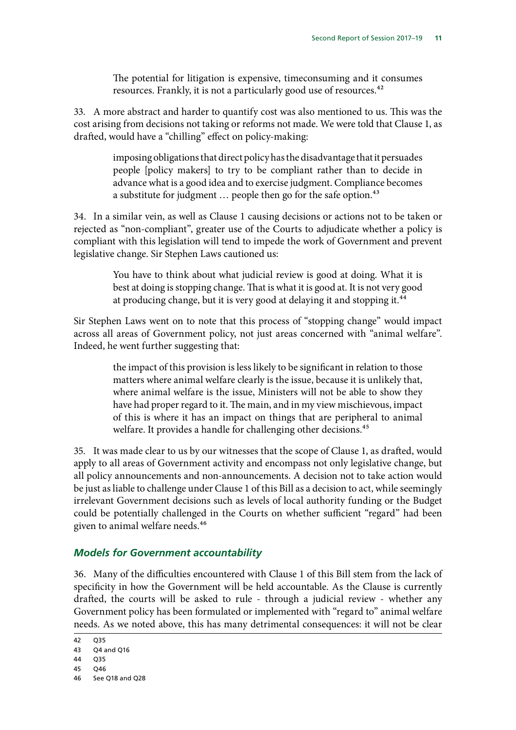> The potential for litigation is expensive, timeconsuming and it consumes resources. Frankly, it is not a particularly good use of resources.[42]

33. A more abstract and harder to quantify cost was also mentioned to us. This was the cost arising from decisions not taking or reforms not made. We were told that Clause 1, as drafted, would have a "chilling" effect on policy-making:

> imposing obligations that direct policy has the disadvantage that it persuades people [policy makers] to try to be compliant rather than to decide in advance what is a good idea and to exercise judgment. Compliance becomes a substitute for judgment … people then go for the safe option.[43]

34. In a similar vein, as well as Clause 1 causing decisions or actions not to be taken or rejected as "non-compliant", greater use of the Courts to adjudicate whether a policy is compliant with this legislation will tend to impede the work of Government and prevent legislative change. Sir Stephen Laws cautioned us:

> You have to think about what judicial review is good at doing. What it is best at doing is stopping change. That is what it is good at. It is not very good at producing change, but it is very good at delaying it and stopping it.[44]

Sir Stephen Laws went on to note that this process of "stopping change" would impact across all areas of Government policy, not just areas concerned with "animal welfare". Indeed, he went further suggesting that:

> the impact of this provision is less likely to be significant in relation to those matters where animal welfare clearly is the issue, because it is unlikely that, where animal welfare is the issue, Ministers will not be able to show they have had proper regard to it. The main, and in my view mischievous, impact of this is where it has an impact on things that are peripheral to animal welfare. It provides a handle for challenging other decisions.[45]

35. It was made clear to us by our witnesses that the scope of Clause 1, as drafted, would apply to all areas of Government activity and encompass not only legislative change, but all policy announcements and non-announcements. A decision not to take action would be just as liable to challenge under Clause 1 of this Bill as a decision to act, while seemingly irrelevant Government decisions such as levels of local authority funding or the Budget could be potentially challenged in the Courts on whether sufficient "regard" had been given to animal welfare needs.[46]

### *Models for Government accountability*

36. Many of the difficulties encountered with Clause 1 of this Bill stem from the lack of specificity in how the Government will be held accountable. As the Clause is currently drafted, the courts will be asked to rule - through a judicial review - whether any Government policy has been formulated or implemented with "regard to" animal welfare needs. As we noted above, this has many detrimental consequences: it will not be clear

---

42 Q35

43 Q4 and Q16

44 Q35

45 Q46

46 See Q18 and Q28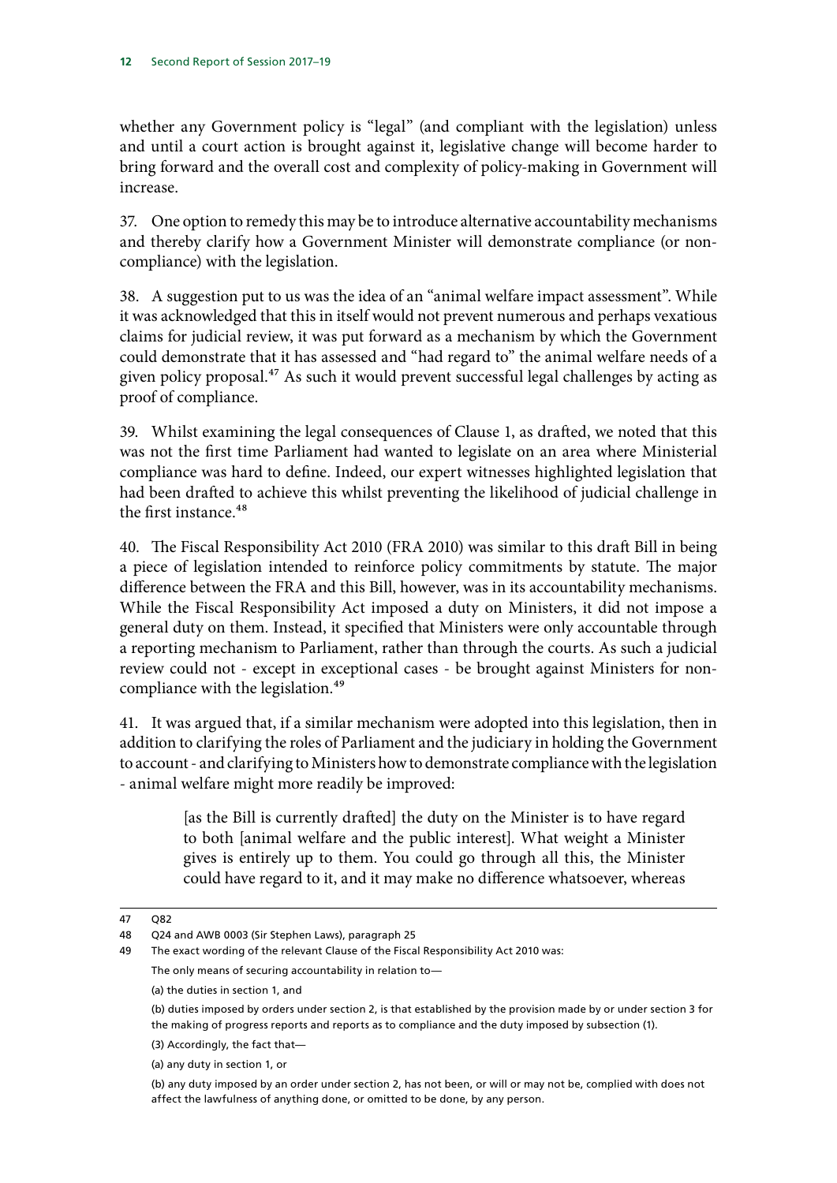whether any Government policy is "legal" (and compliant with the legislation) unless and until a court action is brought against it, legislative change will become harder to bring forward and the overall cost and complexity of policy-making in Government will increase.

37. One option to remedy this may be to introduce alternative accountability mechanisms and thereby clarify how a Government Minister will demonstrate compliance (or non-compliance) with the legislation.

38. A suggestion put to us was the idea of an "animal welfare impact assessment". While it was acknowledged that this in itself would not prevent numerous and perhaps vexatious claims for judicial review, it was put forward as a mechanism by which the Government could demonstrate that it has assessed and "had regard to" the animal welfare needs of a given policy proposal.[47] As such it would prevent successful legal challenges by acting as proof of compliance.

39. Whilst examining the legal consequences of Clause 1, as drafted, we noted that this was not the first time Parliament had wanted to legislate on an area where Ministerial compliance was hard to define. Indeed, our expert witnesses highlighted legislation that had been drafted to achieve this whilst preventing the likelihood of judicial challenge in the first instance.[48]

40. The Fiscal Responsibility Act 2010 (FRA 2010) was similar to this draft Bill in being a piece of legislation intended to reinforce policy commitments by statute. The major difference between the FRA and this Bill, however, was in its accountability mechanisms. While the Fiscal Responsibility Act imposed a duty on Ministers, it did not impose a general duty on them. Instead, it specified that Ministers were only accountable through a reporting mechanism to Parliament, rather than through the courts. As such a judicial review could not - except in exceptional cases - be brought against Ministers for non-compliance with the legislation.[49]

41. It was argued that, if a similar mechanism were adopted into this legislation, then in addition to clarifying the roles of Parliament and the judiciary in holding the Government to account - and clarifying to Ministers how to demonstrate compliance with the legislation - animal welfare might more readily be improved:

> [as the Bill is currently drafted] the duty on the Minister is to have regard to both [animal welfare and the public interest]. What weight a Minister gives is entirely up to them. You could go through all this, the Minister could have regard to it, and it may make no difference whatsoever, whereas

---

47 Q82

48 Q24 and AWB 0003 (Sir Stephen Laws), paragraph 25

49 The exact wording of the relevant Clause of the Fiscal Responsibility Act 2010 was:

The only means of securing accountability in relation to—

(a) the duties in section 1, and

(b) duties imposed by orders under section 2, is that established by the provision made by or under section 3 for the making of progress reports and reports as to compliance and the duty imposed by subsection (1).

(3) Accordingly, the fact that—

(a) any duty in section 1, or

(b) any duty imposed by an order under section 2, has not been, or will or may not be, complied with does not affect the lawfulness of anything done, or omitted to be done, by any person.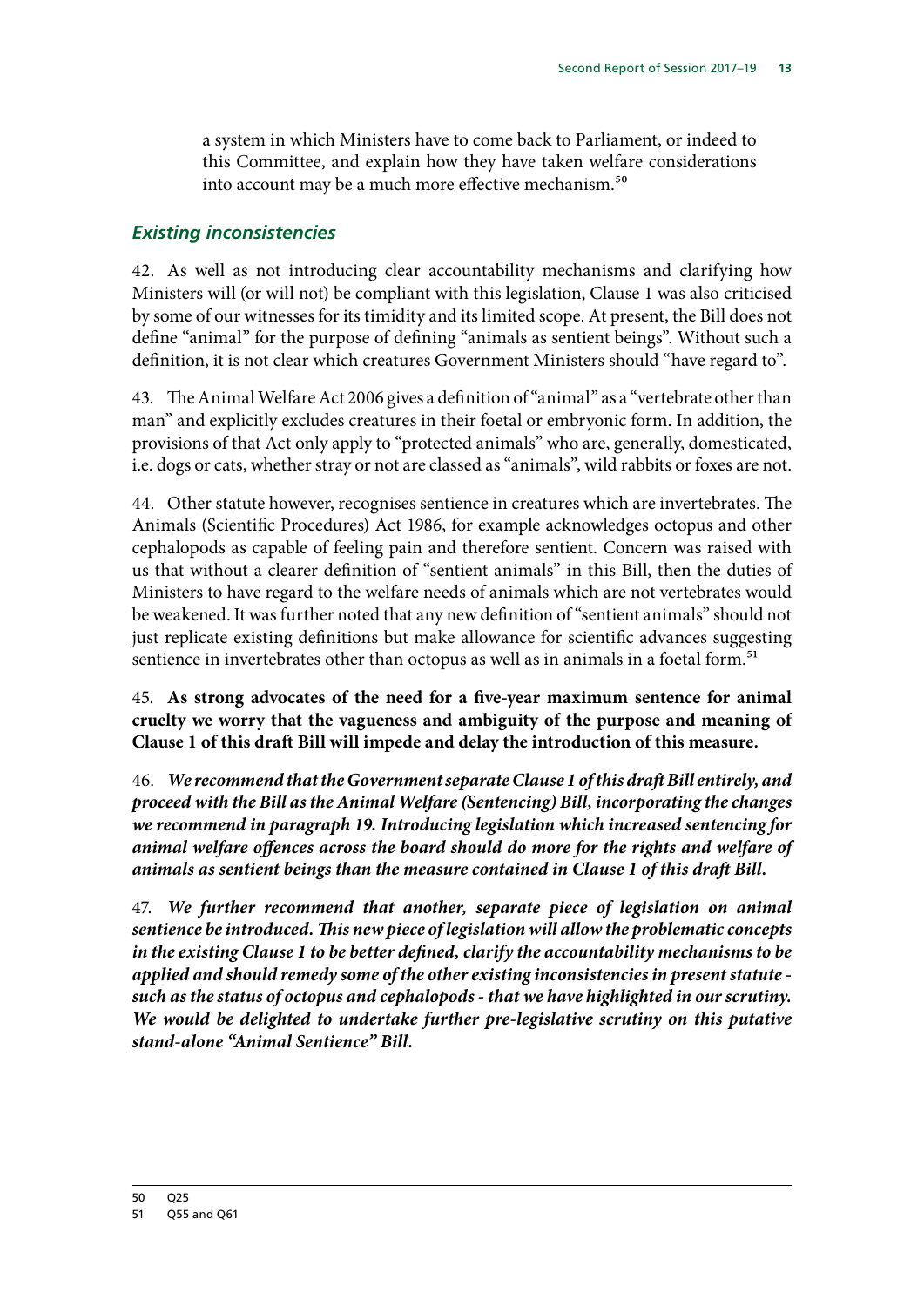a system in which Ministers have to come back to Parliament, or indeed to this Committee, and explain how they have taken welfare considerations into account may be a much more effective mechanism.[50]

### *Existing inconsistencies*

42. As well as not introducing clear accountability mechanisms and clarifying how Ministers will (or will not) be compliant with this legislation, Clause 1 was also criticised by some of our witnesses for its timidity and its limited scope. At present, the Bill does not define "animal" for the purpose of defining "animals as sentient beings". Without such a definition, it is not clear which creatures Government Ministers should "have regard to".

43. The Animal Welfare Act 2006 gives a definition of "animal" as a "vertebrate other than man" and explicitly excludes creatures in their foetal or embryonic form. In addition, the provisions of that Act only apply to "protected animals" who are, generally, domesticated, i.e. dogs or cats, whether stray or not are classed as "animals", wild rabbits or foxes are not.

44. Other statute however, recognises sentience in creatures which are invertebrates. The Animals (Scientific Procedures) Act 1986, for example acknowledges octopus and other cephalopods as capable of feeling pain and therefore sentient. Concern was raised with us that without a clearer definition of "sentient animals" in this Bill, then the duties of Ministers to have regard to the welfare needs of animals which are not vertebrates would be weakened. It was further noted that any new definition of "sentient animals" should not just replicate existing definitions but make allowance for scientific advances suggesting sentience in invertebrates other than octopus as well as in animals in a foetal form.[51]

45. **As strong advocates of the need for a five-year maximum sentence for animal cruelty we worry that the vagueness and ambiguity of the purpose and meaning of Clause 1 of this draft Bill will impede and delay the introduction of this measure.**

46. ***We recommend that the Government separate Clause 1 of this draft Bill entirely, and proceed with the Bill as the Animal Welfare (Sentencing) Bill, incorporating the changes we recommend in paragraph 19. Introducing legislation which increased sentencing for animal welfare offences across the board should do more for the rights and welfare of animals as sentient beings than the measure contained in Clause 1 of this draft Bill.***

47. ***We further recommend that another, separate piece of legislation on animal sentience be introduced. This new piece of legislation will allow the problematic concepts in the existing Clause 1 to be better defined, clarify the accountability mechanisms to be applied and should remedy some of the other existing inconsistencies in present statute - such as the status of octopus and cephalopods - that we have highlighted in our scrutiny. We would be delighted to undertake further pre-legislative scrutiny on this putative stand-alone "Animal Sentience" Bill.***

---

50 Q25

51 Q55 and Q61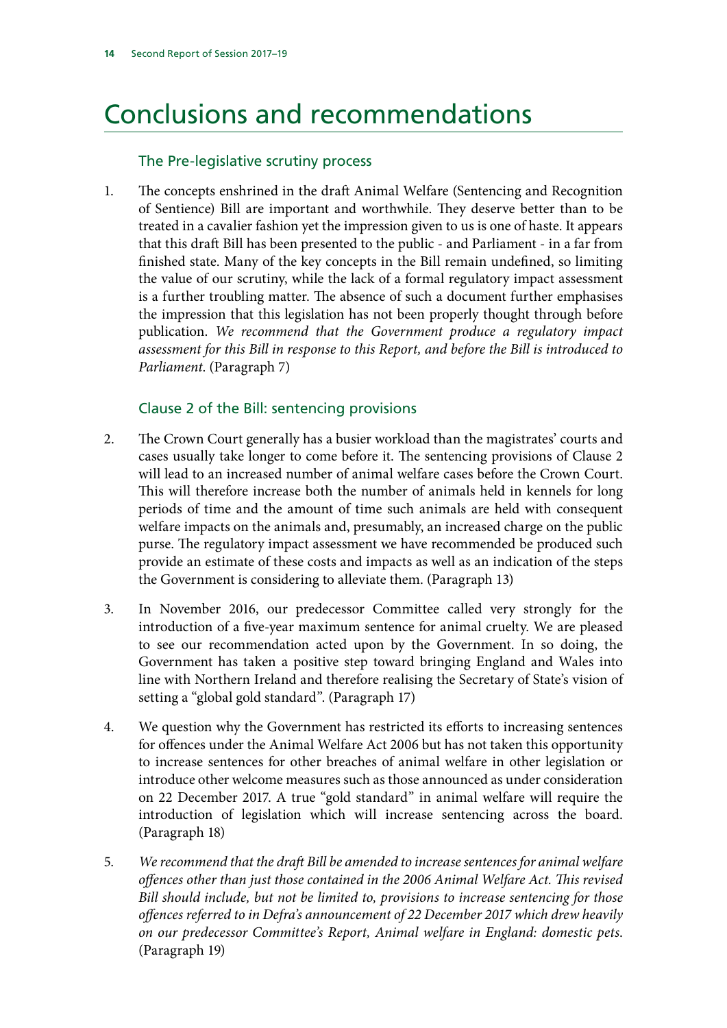# Conclusions and recommendations

## The Pre-legislative scrutiny process

1. The concepts enshrined in the draft Animal Welfare (Sentencing and Recognition of Sentience) Bill are important and worthwhile. They deserve better than to be treated in a cavalier fashion yet the impression given to us is one of haste. It appears that this draft Bill has been presented to the public - and Parliament - in a far from finished state. Many of the key concepts in the Bill remain undefined, so limiting the value of our scrutiny, while the lack of a formal regulatory impact assessment is a further troubling matter. The absence of such a document further emphasises the impression that this legislation has not been properly thought through before publication. *We recommend that the Government produce a regulatory impact assessment for this Bill in response to this Report, and before the Bill is introduced to Parliament.* (Paragraph 7)

## Clause 2 of the Bill: sentencing provisions

2. The Crown Court generally has a busier workload than the magistrates' courts and cases usually take longer to come before it. The sentencing provisions of Clause 2 will lead to an increased number of animal welfare cases before the Crown Court. This will therefore increase both the number of animals held in kennels for long periods of time and the amount of time such animals are held with consequent welfare impacts on the animals and, presumably, an increased charge on the public purse. The regulatory impact assessment we have recommended be produced such provide an estimate of these costs and impacts as well as an indication of the steps the Government is considering to alleviate them. (Paragraph 13)

3. In November 2016, our predecessor Committee called very strongly for the introduction of a five-year maximum sentence for animal cruelty. We are pleased to see our recommendation acted upon by the Government. In so doing, the Government has taken a positive step toward bringing England and Wales into line with Northern Ireland and therefore realising the Secretary of State's vision of setting a "global gold standard". (Paragraph 17)

4. We question why the Government has restricted its efforts to increasing sentences for offences under the Animal Welfare Act 2006 but has not taken this opportunity to increase sentences for other breaches of animal welfare in other legislation or introduce other welcome measures such as those announced as under consideration on 22 December 2017. A true "gold standard" in animal welfare will require the introduction of legislation which will increase sentencing across the board. (Paragraph 18)

5. *We recommend that the draft Bill be amended to increase sentences for animal welfare offences other than just those contained in the 2006 Animal Welfare Act. This revised Bill should include, but not be limited to, provisions to increase sentencing for those offences referred to in Defra's announcement of 22 December 2017 which drew heavily on our predecessor Committee's Report, Animal welfare in England: domestic pets.* (Paragraph 19)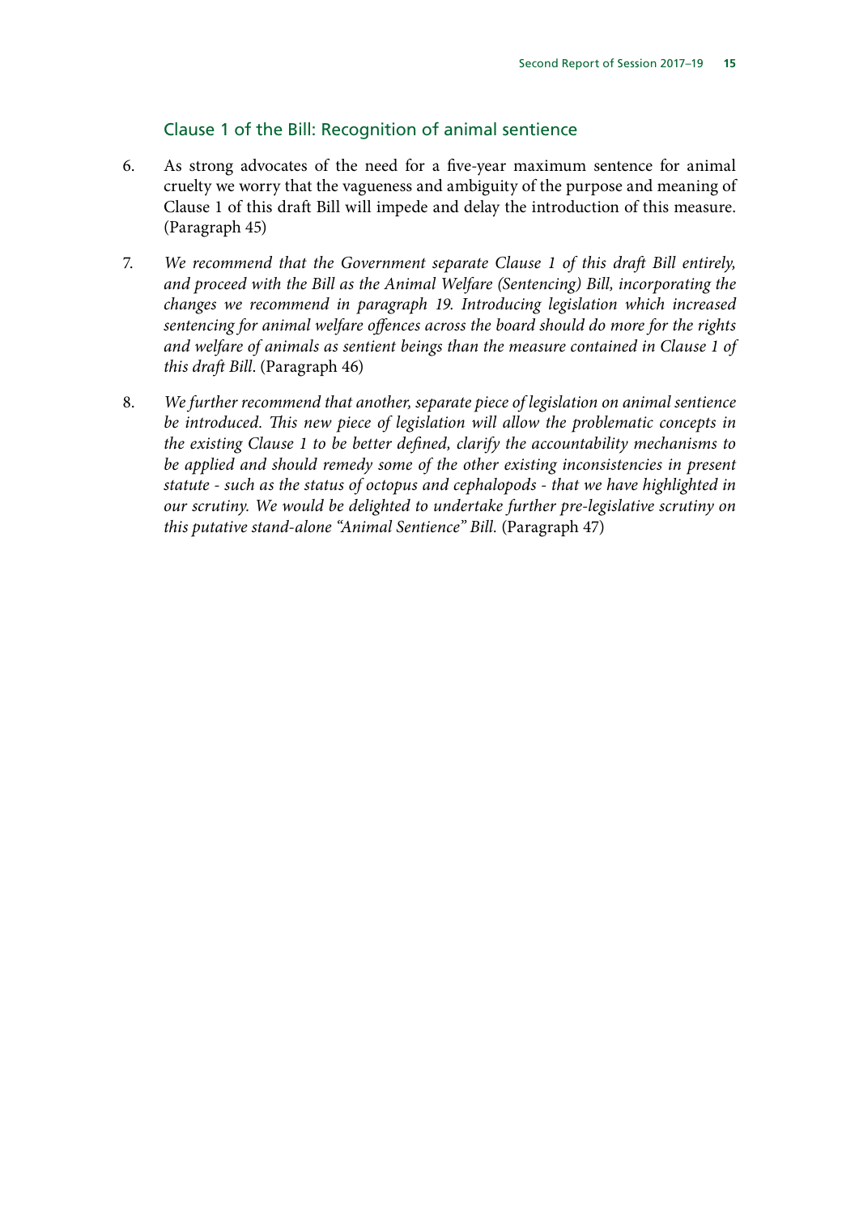### Clause 1 of the Bill: Recognition of animal sentience

6. As strong advocates of the need for a five-year maximum sentence for animal cruelty we worry that the vagueness and ambiguity of the purpose and meaning of Clause 1 of this draft Bill will impede and delay the introduction of this measure. (Paragraph 45)

7. *We recommend that the Government separate Clause 1 of this draft Bill entirely, and proceed with the Bill as the Animal Welfare (Sentencing) Bill, incorporating the changes we recommend in paragraph 19. Introducing legislation which increased sentencing for animal welfare offences across the board should do more for the rights and welfare of animals as sentient beings than the measure contained in Clause 1 of this draft Bill*. (Paragraph 46)

8. *We further recommend that another, separate piece of legislation on animal sentience be introduced. This new piece of legislation will allow the problematic concepts in the existing Clause 1 to be better defined, clarify the accountability mechanisms to be applied and should remedy some of the other existing inconsistencies in present statute - such as the status of octopus and cephalopods - that we have highlighted in our scrutiny. We would be delighted to undertake further pre-legislative scrutiny on this putative stand-alone "Animal Sentience" Bill.* (Paragraph 47)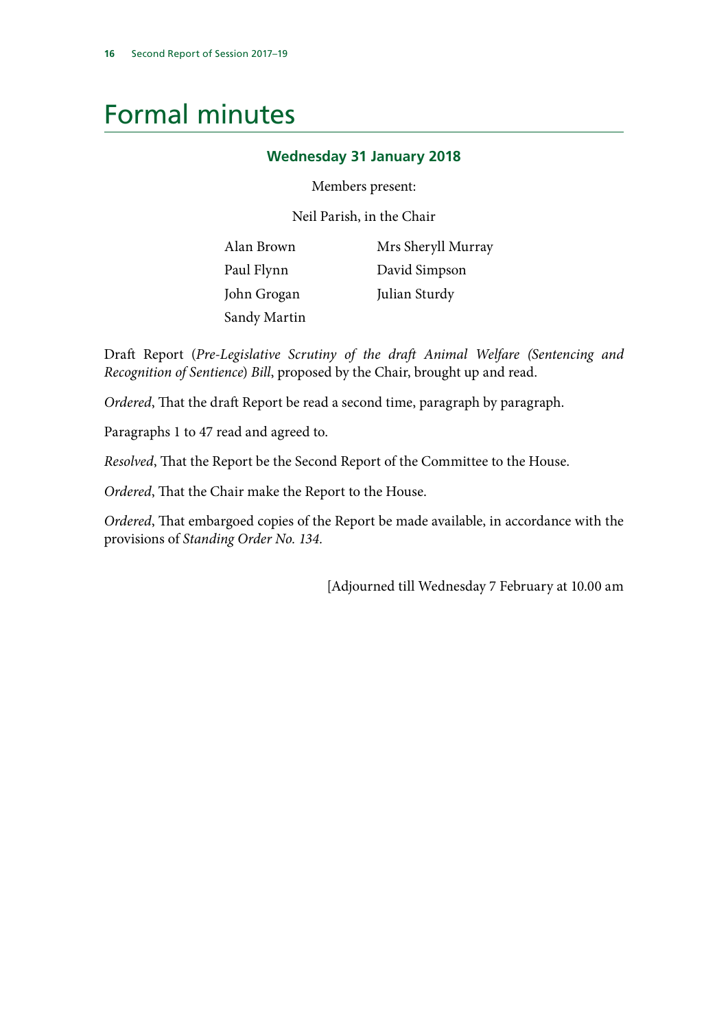# Formal minutes

### Wednesday 31 January 2018

Members present:

Neil Parish, in the Chair

| | |
|---|---|
| Alan Brown | Mrs Sheryll Murray |
| Paul Flynn | David Simpson |
| John Grogan | Julian Sturdy |
| Sandy Martin | |

Draft Report (*Pre-Legislative Scrutiny of the draft Animal Welfare (Sentencing and Recognition of Sentience) Bill*, proposed by the Chair, brought up and read.

*Ordered*, That the draft Report be read a second time, paragraph by paragraph.

Paragraphs 1 to 47 read and agreed to.

*Resolved*, That the Report be the Second Report of the Committee to the House.

*Ordered*, That the Chair make the Report to the House.

*Ordered*, That embargoed copies of the Report be made available, in accordance with the provisions of *Standing Order No. 134*.

[Adjourned till Wednesday 7 February at 10.00 am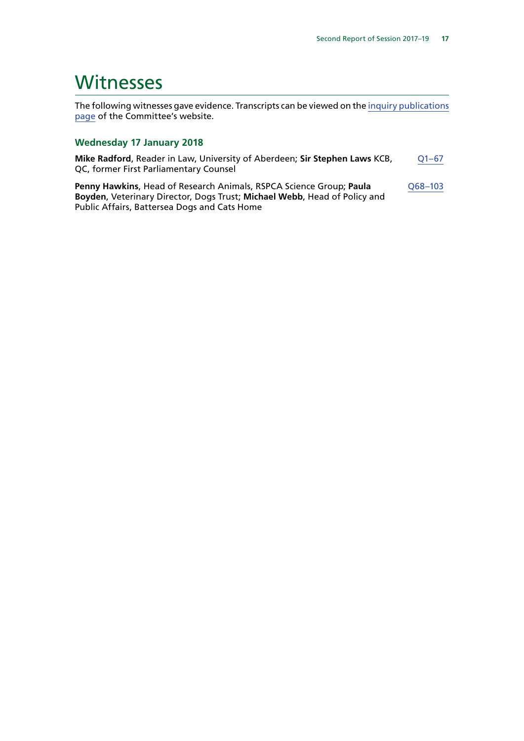# Witnesses

The following witnesses gave evidence. Transcripts can be viewed on the inquiry publications page of the Committee's website.

### Wednesday 17 January 2018

**Mike Radford**, Reader in Law, University of Aberdeen; **Sir Stephen Laws** KCB, QC, former First Parliamentary Counsel — Q1–67

**Penny Hawkins**, Head of Research Animals, RSPCA Science Group; **Paula Boyden**, Veterinary Director, Dogs Trust; **Michael Webb**, Head of Policy and Public Affairs, Battersea Dogs and Cats Home — Q68–103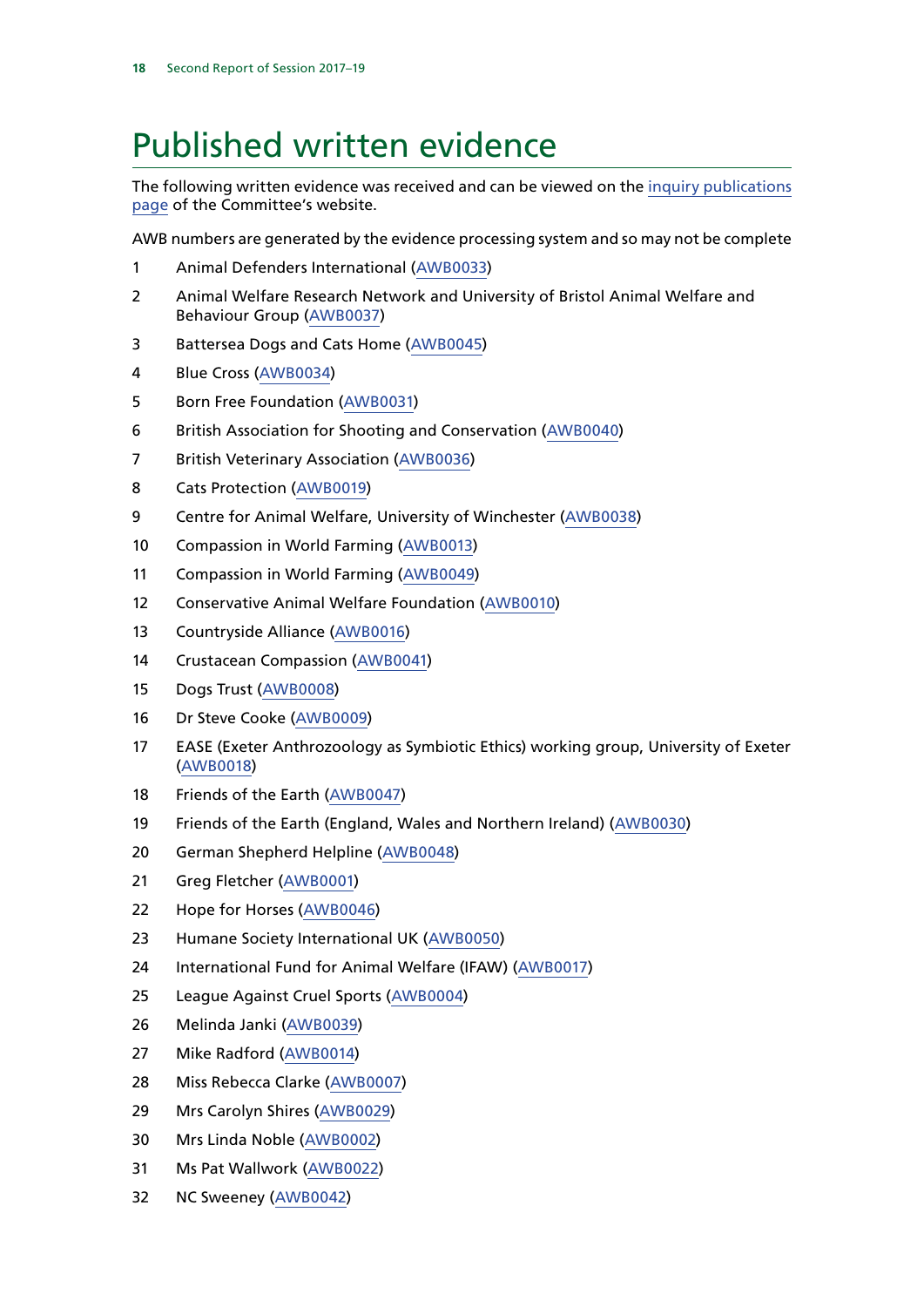# Published written evidence

The following written evidence was received and can be viewed on the inquiry publications page of the Committee's website.

AWB numbers are generated by the evidence processing system and so may not be complete

1. Animal Defenders International (AWB0033)
2. Animal Welfare Research Network and University of Bristol Animal Welfare and Behaviour Group (AWB0037)
3. Battersea Dogs and Cats Home (AWB0045)
4. Blue Cross (AWB0034)
5. Born Free Foundation (AWB0031)
6. British Association for Shooting and Conservation (AWB0040)
7. British Veterinary Association (AWB0036)
8. Cats Protection (AWB0019)
9. Centre for Animal Welfare, University of Winchester (AWB0038)
10. Compassion in World Farming (AWB0013)
11. Compassion in World Farming (AWB0049)
12. Conservative Animal Welfare Foundation (AWB0010)
13. Countryside Alliance (AWB0016)
14. Crustacean Compassion (AWB0041)
15. Dogs Trust (AWB0008)
16. Dr Steve Cooke (AWB0009)
17. EASE (Exeter Anthrozoology as Symbiotic Ethics) working group, University of Exeter (AWB0018)
18. Friends of the Earth (AWB0047)
19. Friends of the Earth (England, Wales and Northern Ireland) (AWB0030)
20. German Shepherd Helpline (AWB0048)
21. Greg Fletcher (AWB0001)
22. Hope for Horses (AWB0046)
23. Humane Society International UK (AWB0050)
24. International Fund for Animal Welfare (IFAW) (AWB0017)
25. League Against Cruel Sports (AWB0004)
26. Melinda Janki (AWB0039)
27. Mike Radford (AWB0014)
28. Miss Rebecca Clarke (AWB0007)
29. Mrs Carolyn Shires (AWB0029)
30. Mrs Linda Noble (AWB0002)
31. Ms Pat Wallwork (AWB0022)
32. NC Sweeney (AWB0042)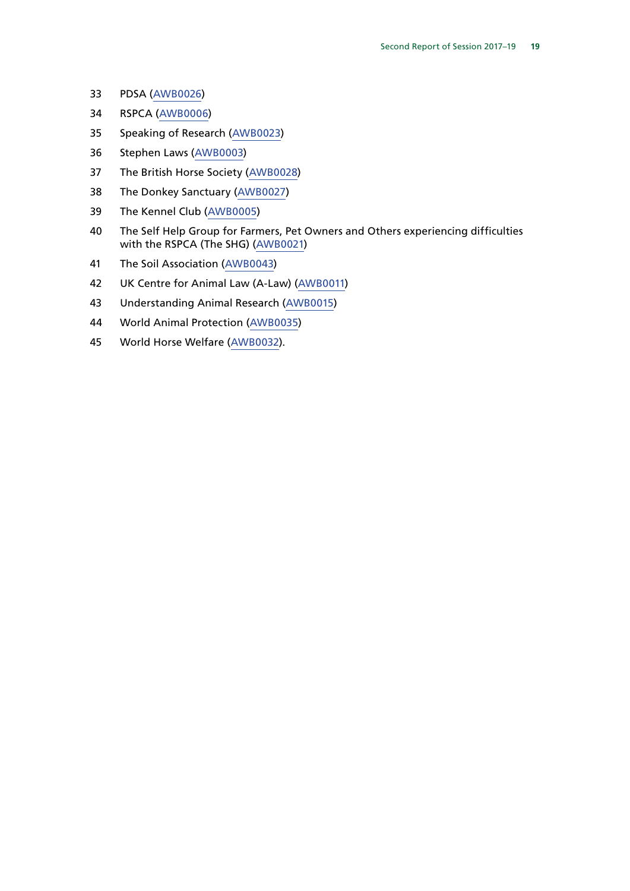33 PDSA (AWB0026)

34 RSPCA (AWB0006)

35 Speaking of Research (AWB0023)

36 Stephen Laws (AWB0003)

37 The British Horse Society (AWB0028)

38 The Donkey Sanctuary (AWB0027)

39 The Kennel Club (AWB0005)

40 The Self Help Group for Farmers, Pet Owners and Others experiencing difficulties with the RSPCA (The SHG) (AWB0021)

41 The Soil Association (AWB0043)

42 UK Centre for Animal Law (A-Law) (AWB0011)

43 Understanding Animal Research (AWB0015)

44 World Animal Protection (AWB0035)

45 World Horse Welfare (AWB0032).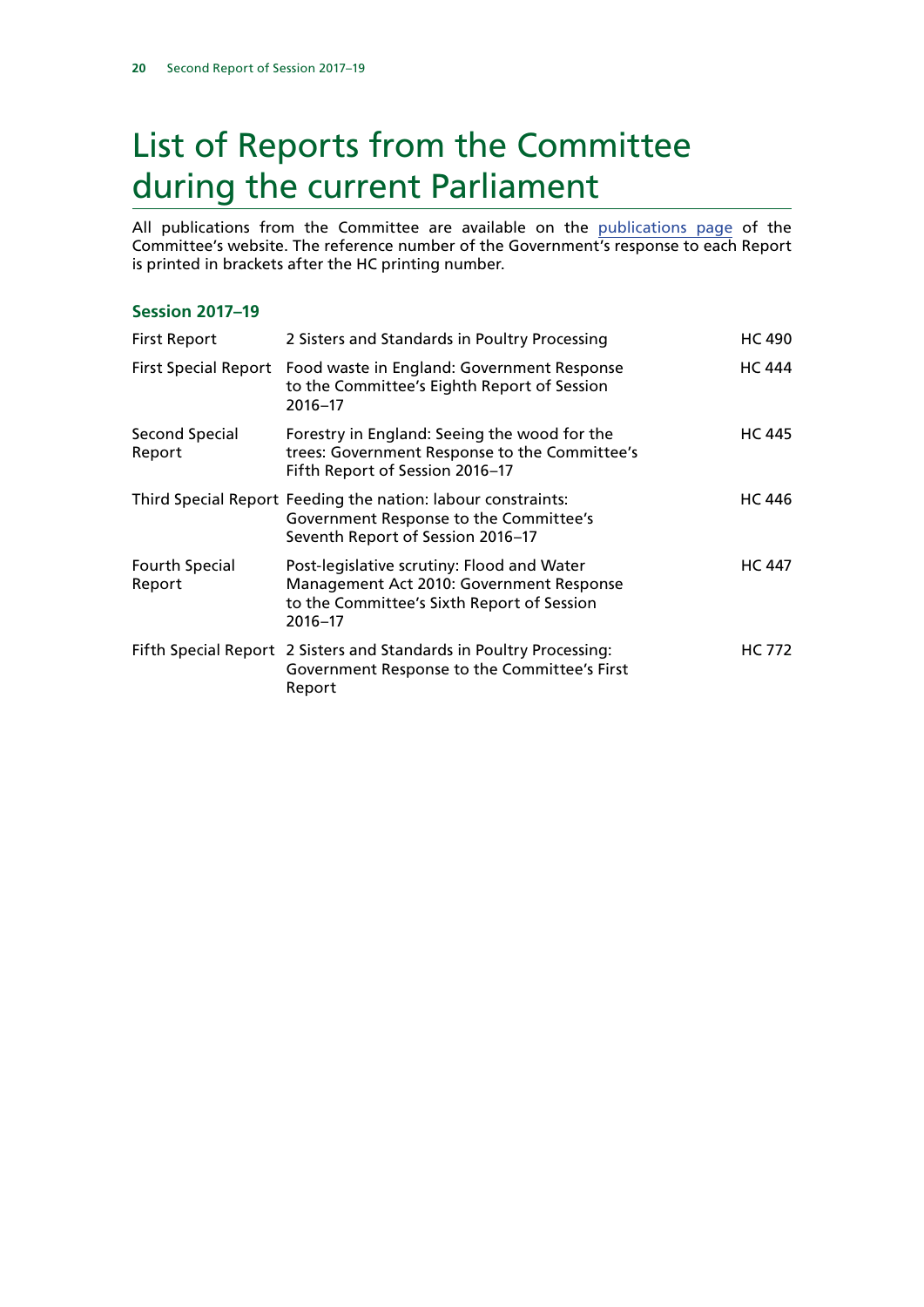# List of Reports from the Committee during the current Parliament

All publications from the Committee are available on the publications page of the Committee's website. The reference number of the Government's response to each Report is printed in brackets after the HC printing number.

### Session 2017–19

| | | |
|---|---|---|
| First Report | 2 Sisters and Standards in Poultry Processing | HC 490 |
| First Special Report | Food waste in England: Government Response to the Committee's Eighth Report of Session 2016–17 | HC 444 |
| Second Special Report | Forestry in England: Seeing the wood for the trees: Government Response to the Committee's Fifth Report of Session 2016–17 | HC 445 |
| Third Special Report | Feeding the nation: labour constraints: Government Response to the Committee's Seventh Report of Session 2016–17 | HC 446 |
| Fourth Special Report | Post-legislative scrutiny: Flood and Water Management Act 2010: Government Response to the Committee's Sixth Report of Session 2016–17 | HC 447 |
| Fifth Special Report | 2 Sisters and Standards in Poultry Processing: Government Response to the Committee's First Report | HC 772 |